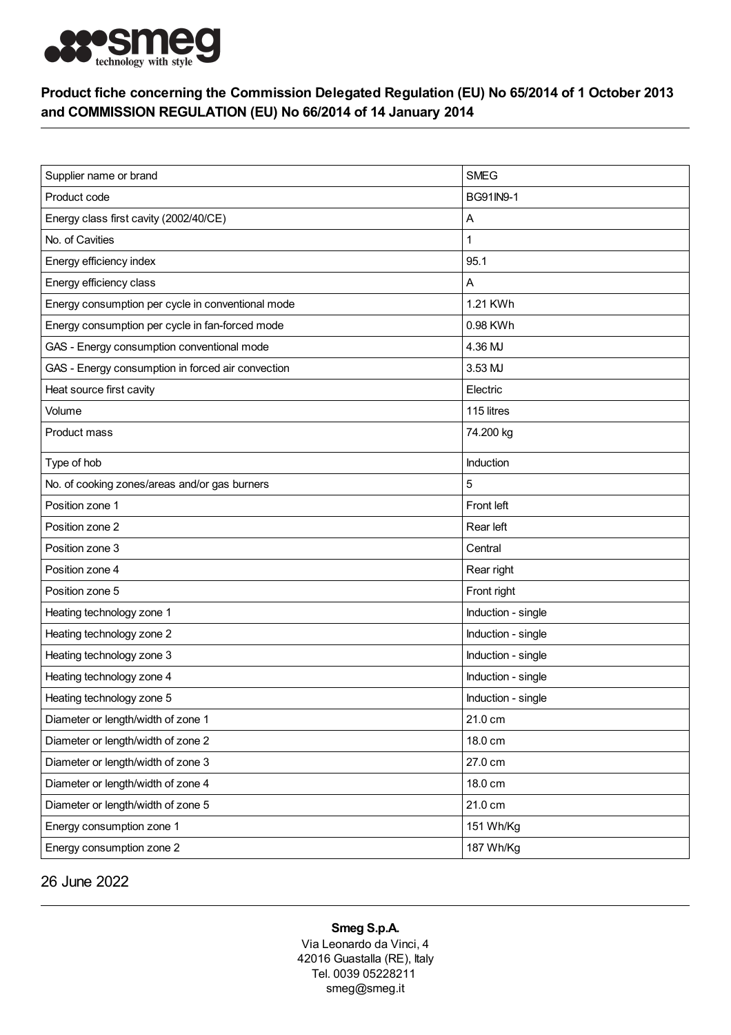## Product fiche concerning the Commission Delegated Regulation (EU) No 65/2014 of 1 October 2013 and COMMISSION REGULATION (EU) No 66/2014 of 14 January 2014

| | |
|---|---|
| Supplier name or brand | SMEG |
| Product code | BG91IN9-1 |
| Energy class first cavity (2002/40/CE) | A |
| No. of Cavities | 1 |
| Energy efficiency index | 95.1 |
| Energy efficiency class | A |
| Energy consumption per cycle in conventional mode | 1.21 KWh |
| Energy consumption per cycle in fan-forced mode | 0.98 KWh |
| GAS - Energy consumption conventional mode | 4.36 MJ |
| GAS - Energy consumption in forced air convection | 3.53 MJ |
| Heat source first cavity | Electric |
| Volume | 115 litres |
| Product mass | 74.200 kg |
| Type of hob | Induction |
| No. of cooking zones/areas and/or gas burners | 5 |
| Position zone 1 | Front left |
| Position zone 2 | Rear left |
| Position zone 3 | Central |
| Position zone 4 | Rear right |
| Position zone 5 | Front right |
| Heating technology zone 1 | Induction - single |
| Heating technology zone 2 | Induction - single |
| Heating technology zone 3 | Induction - single |
| Heating technology zone 4 | Induction - single |
| Heating technology zone 5 | Induction - single |
| Diameter or length/width of zone 1 | 21.0 cm |
| Diameter or length/width of zone 2 | 18.0 cm |
| Diameter or length/width of zone 3 | 27.0 cm |
| Diameter or length/width of zone 4 | 18.0 cm |
| Diameter or length/width of zone 5 | 21.0 cm |
| Energy consumption zone 1 | 151 Wh/Kg |
| Energy consumption zone 2 | 187 Wh/Kg |

26 June 2022

**Smeg S.p.A.**
Via Leonardo da Vinci, 4
42016 Guastalla (RE), Italy
Tel. 0039 05228211
smeg@smeg.it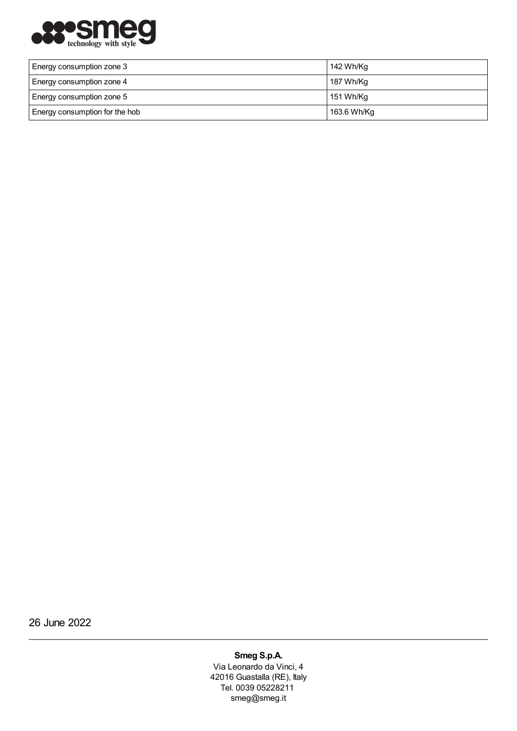| | |
|---|---|
| Energy consumption zone 3 | 142 Wh/Kg |
| Energy consumption zone 4 | 187 Wh/Kg |
| Energy consumption zone 5 | 151 Wh/Kg |
| Energy consumption for the hob | 163.6 Wh/Kg |

26 June 2022

**Smeg S.p.A.**
Via Leonardo da Vinci, 4
42016 Guastalla (RE), Italy
Tel. 0039 05228211
smeg@smeg.it